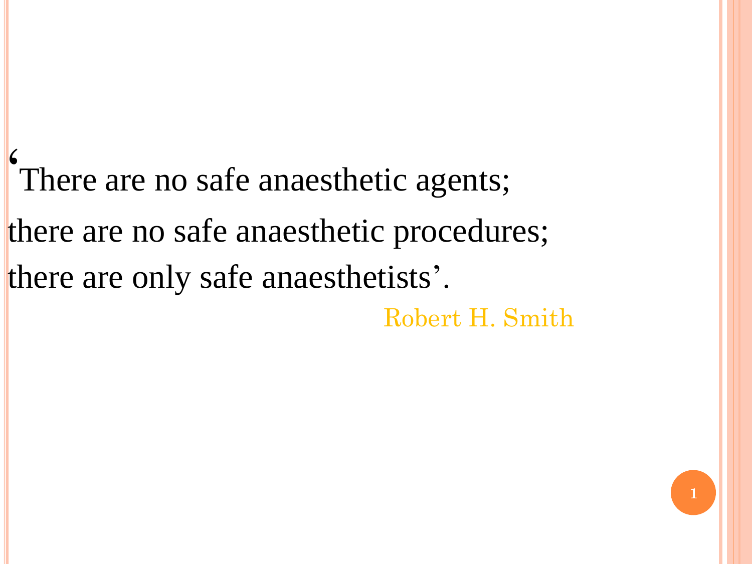‘There are no safe anaesthetic agents;

there are no safe anaesthetic procedures;

there are only safe anaesthetists’.

Robert H. Smith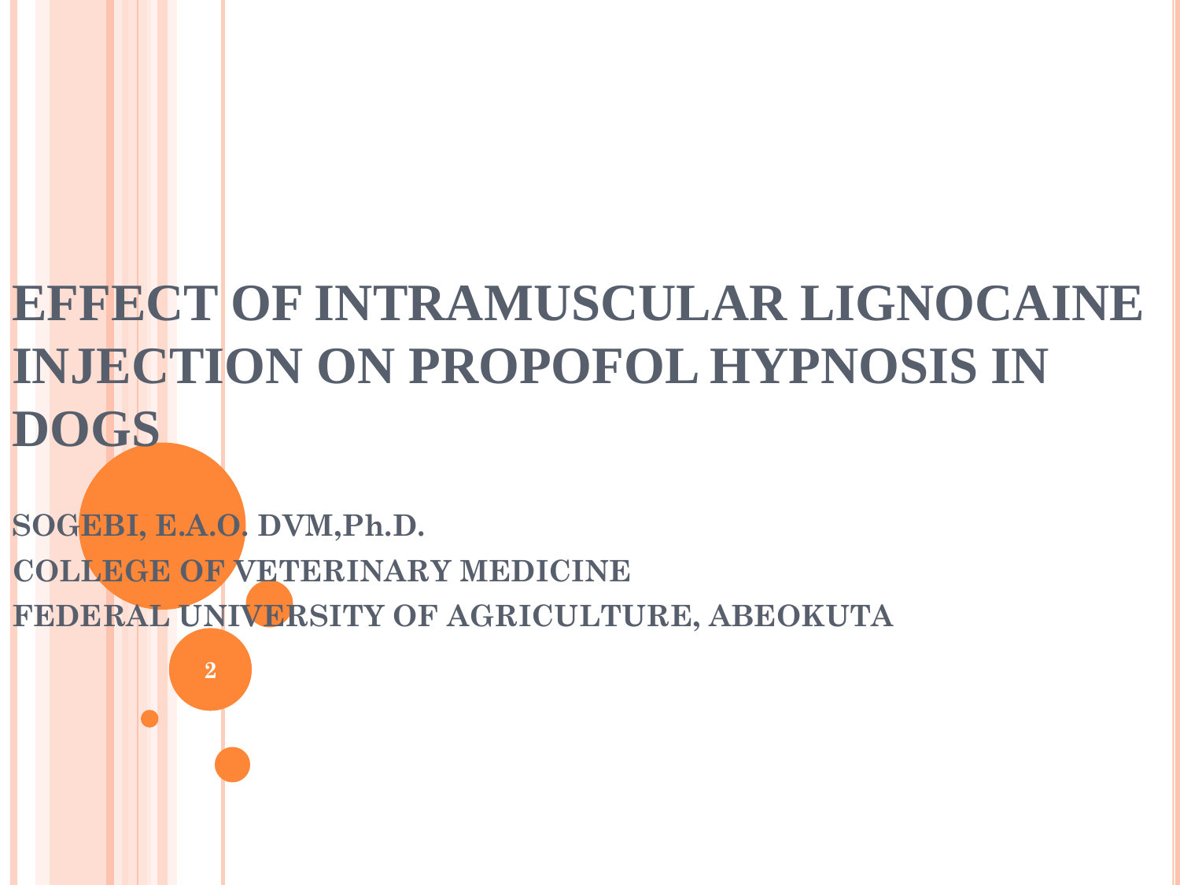# EFFECT OF INTRAMUSCULAR LIGNOCAINE INJECTION ON PROPOFOL HYPNOSIS IN DOGS

**SOGEBI, E.A.O. DVM,Ph.D.**

**COLLEGE OF VETERINARY MEDICINE**

**FEDERAL UNIVERSITY OF AGRICULTURE, ABEOKUTA**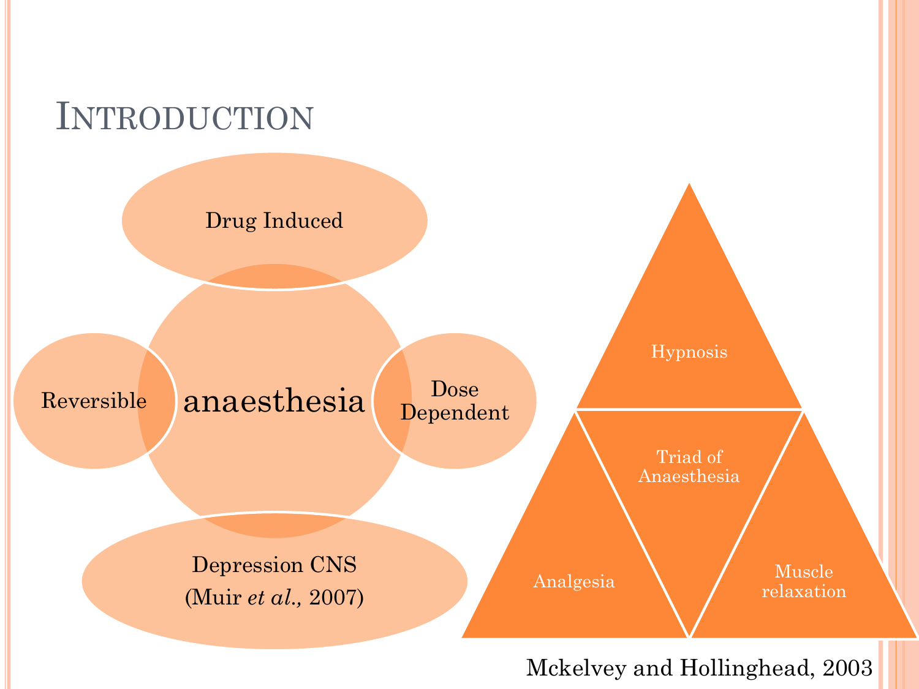# Introduction

anaesthesia

- Drug Induced
- Reversible
- Dose Dependent
- Depression CNS

(Muir *et al.*, 2007)

Triad of Anaesthesia

- Hypnosis
- Analgesia
- Muscle relaxation

Mckelvey and Hollinghead, 2003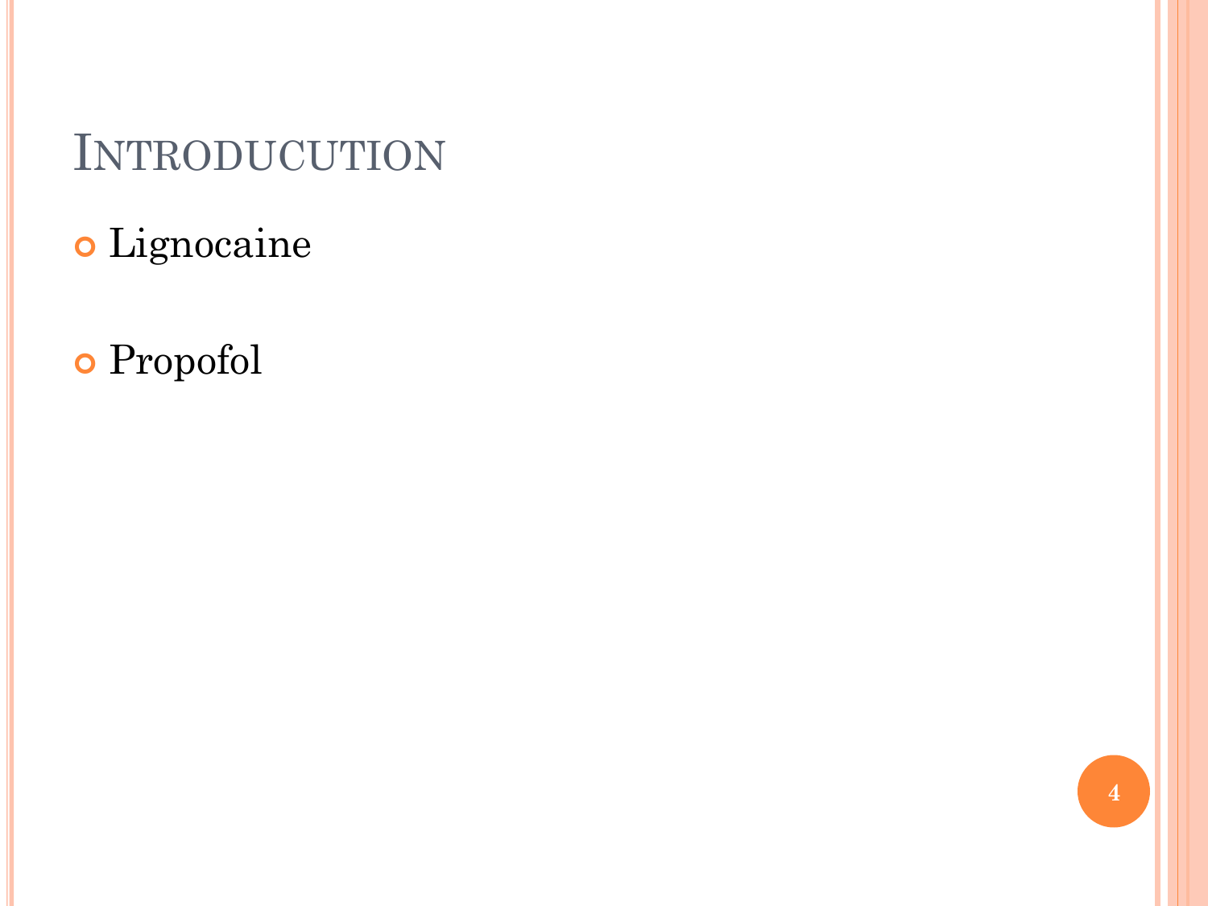# INTRODUCUTION

- Lignocaine

- Propofol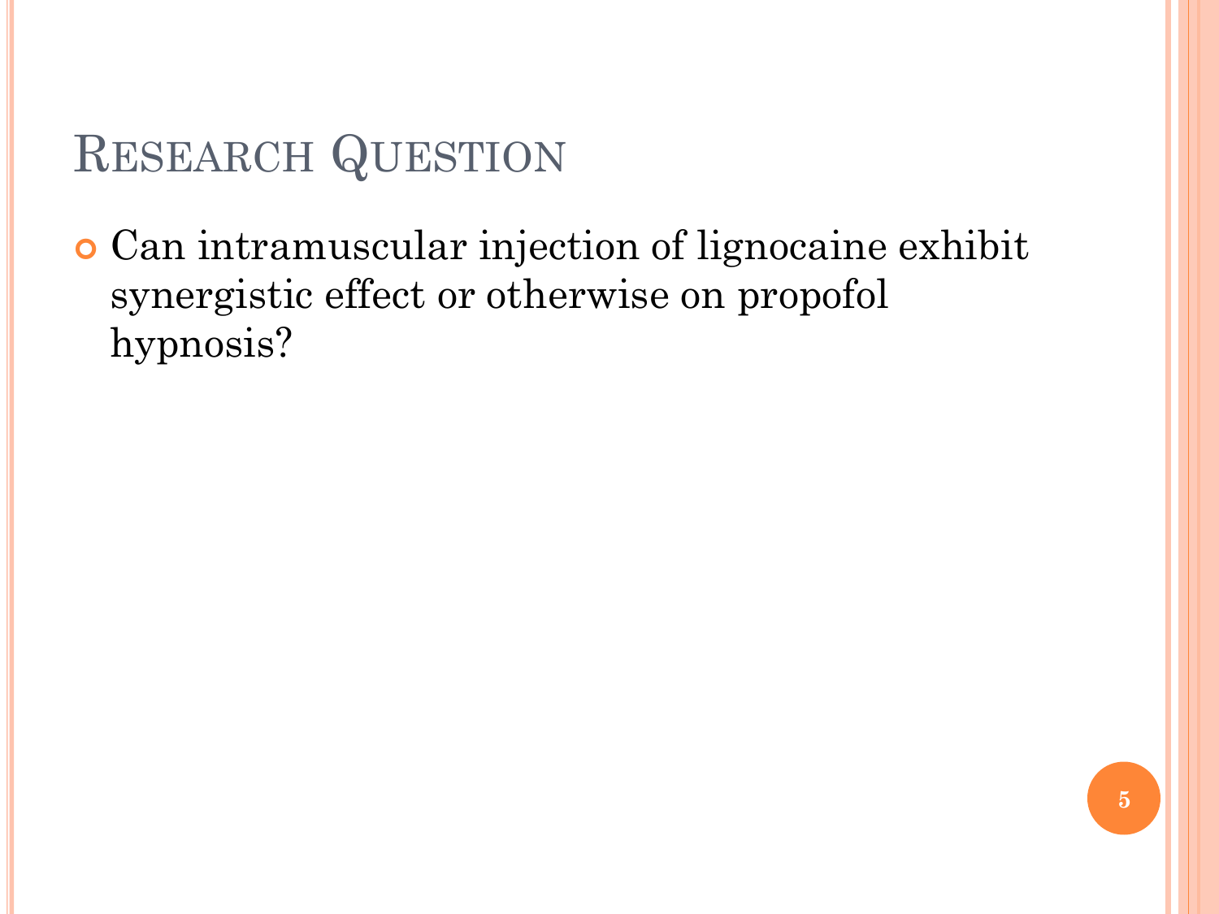## Research Question

- Can intramuscular injection of lignocaine exhibit synergistic effect or otherwise on propofol hypnosis?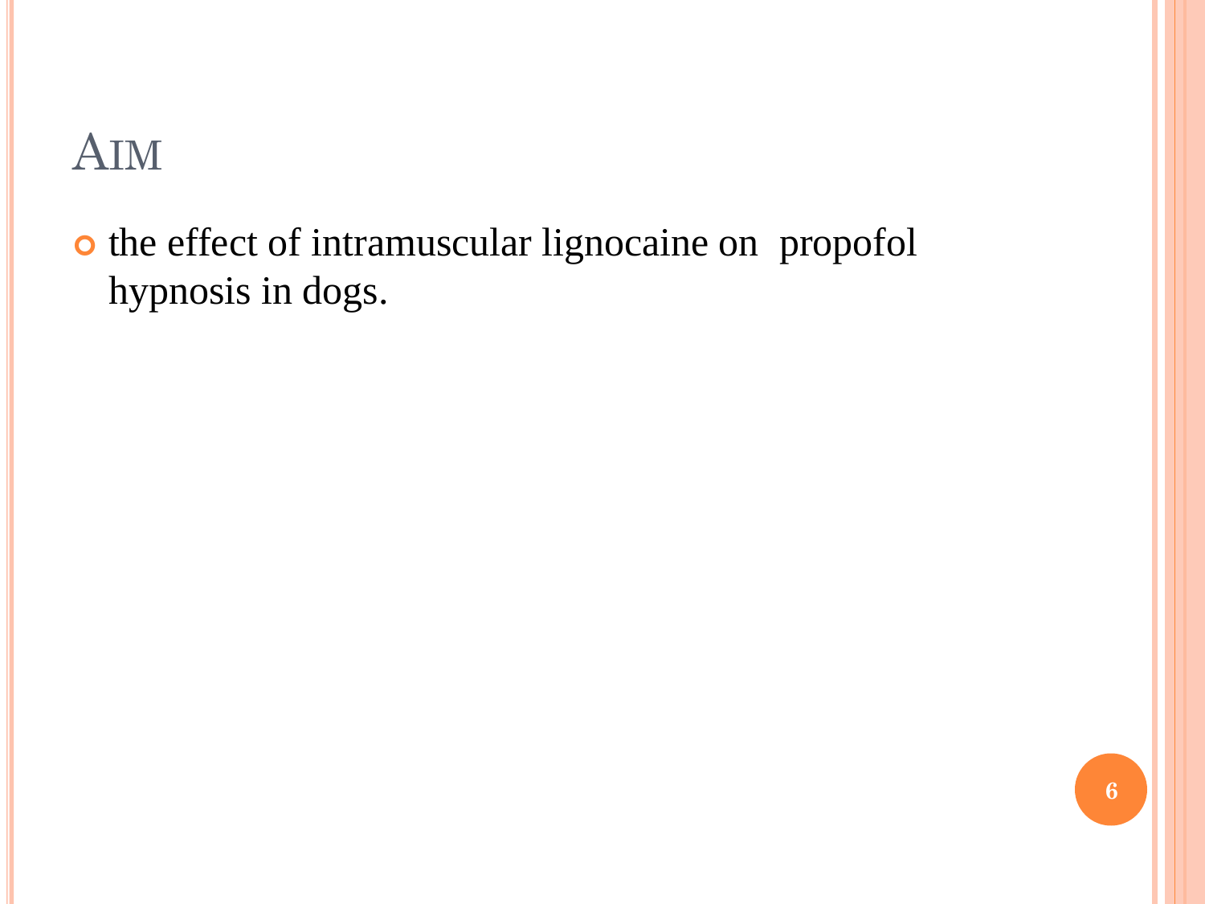# Aim

- the effect of intramuscular lignocaine on  propofol hypnosis in dogs.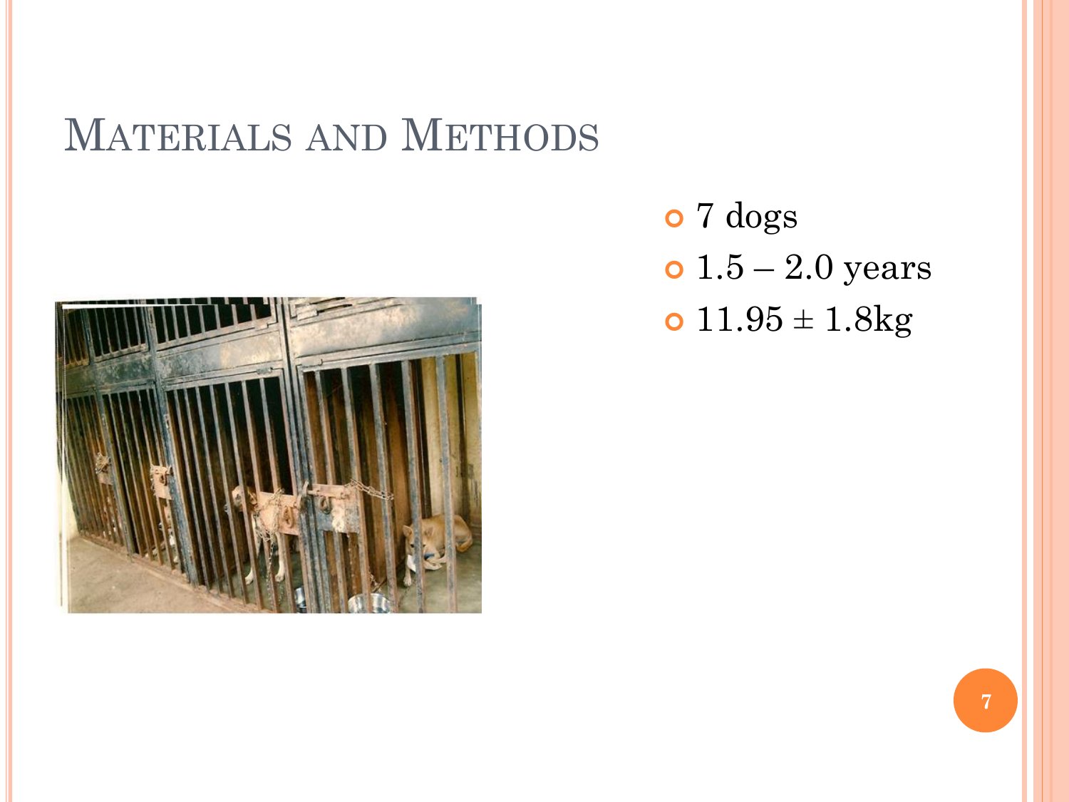# Materials and Methods

- 7 dogs
- 1.5 – 2.0 years
- $11.95 \pm 1.8$kg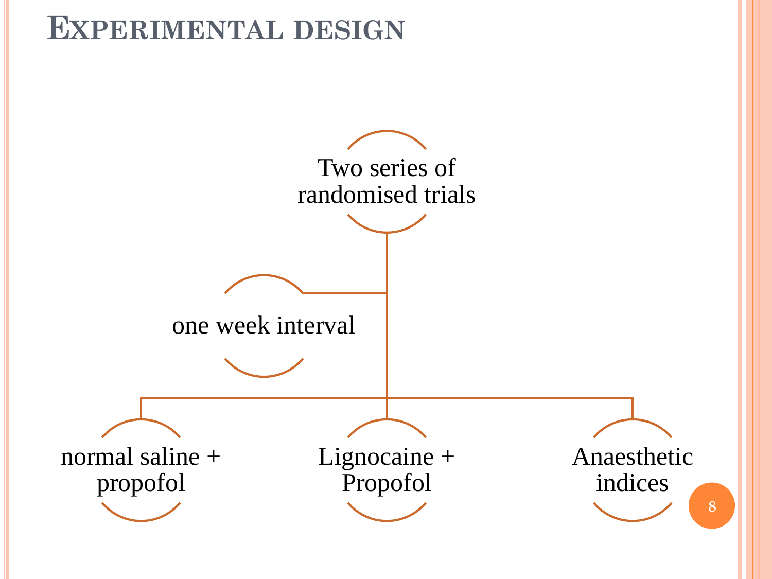# Experimental design

- Two series of randomised trials
  - one week interval
  - normal saline + propofol
  - Lignocaine + Propofol
  - Anaesthetic indices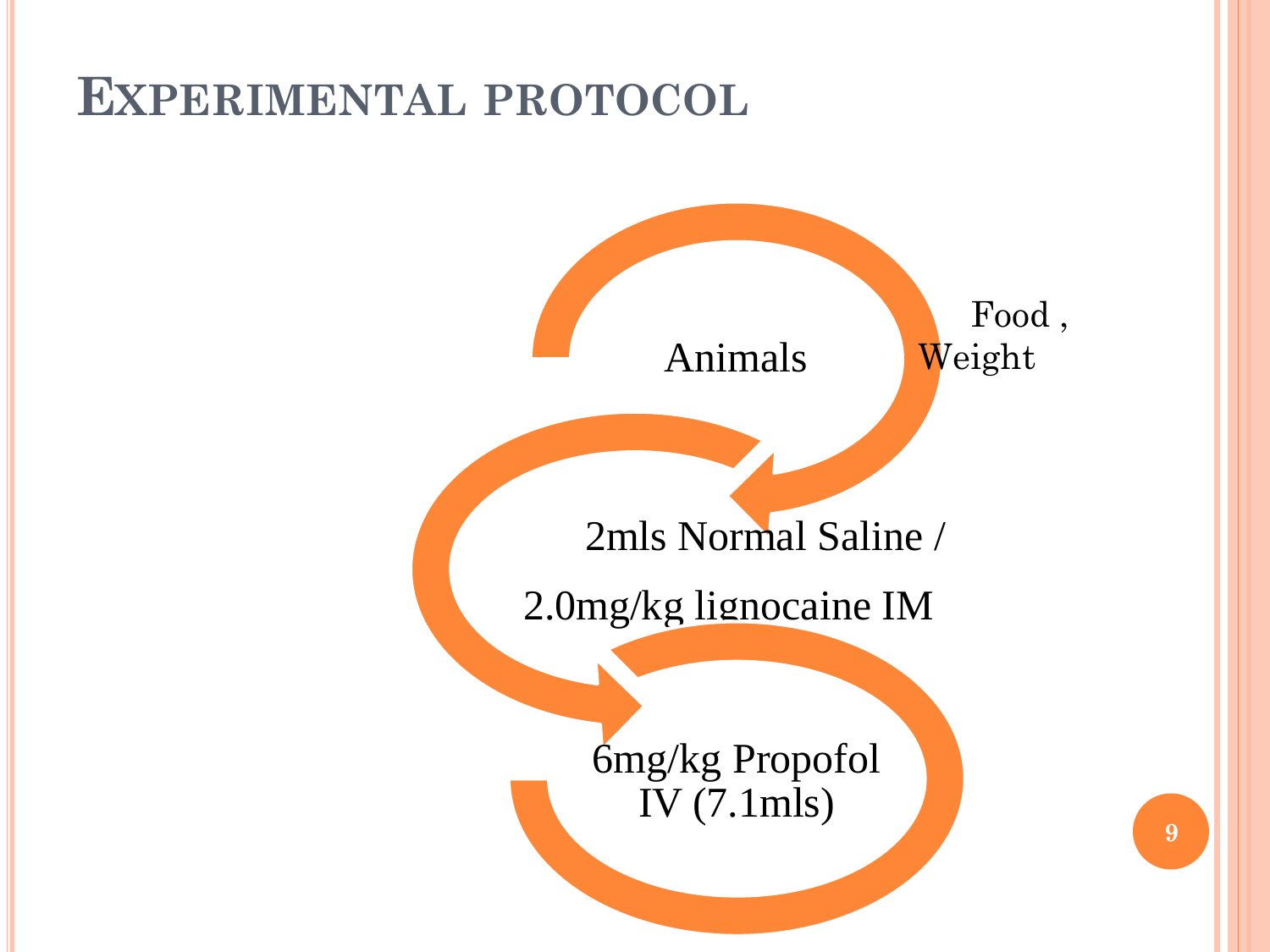# Experimental protocol

Animals

Food , Weight

2mls Normal Saline /

2.0mg/kg lignocaine IM

6mg/kg Propofol IV (7.1mls)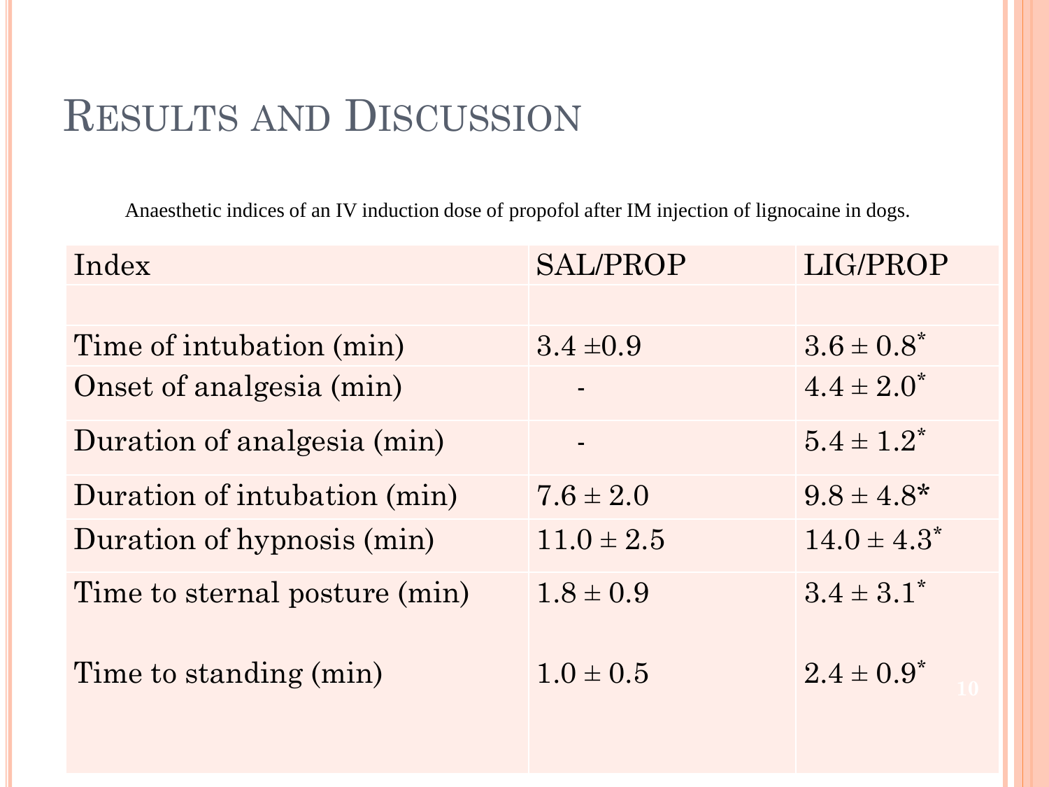# Results and Discussion

Anaesthetic indices of an IV induction dose of propofol after IM injection of lignocaine in dogs.

| Index | SAL/PROP | LIG/PROP |
|---|---|---|
| | | |
| Time of intubation (min) | 3.4 ±0.9 | 3.6 ± 0.8* |
| Onset of analgesia (min) | - | 4.4 ± 2.0* |
| Duration of analgesia (min) | - | 5.4 ± 1.2* |
| Duration of intubation (min) | 7.6 ± 2.0 | 9.8 ± 4.8* |
| Duration of hypnosis (min) | 11.0 ± 2.5 | 14.0 ± 4.3* |
| Time to sternal posture (min) | 1.8 ± 0.9 | 3.4 ± 3.1* |
| Time to standing (min) | 1.0 ± 0.5 | 2.4 ± 0.9* |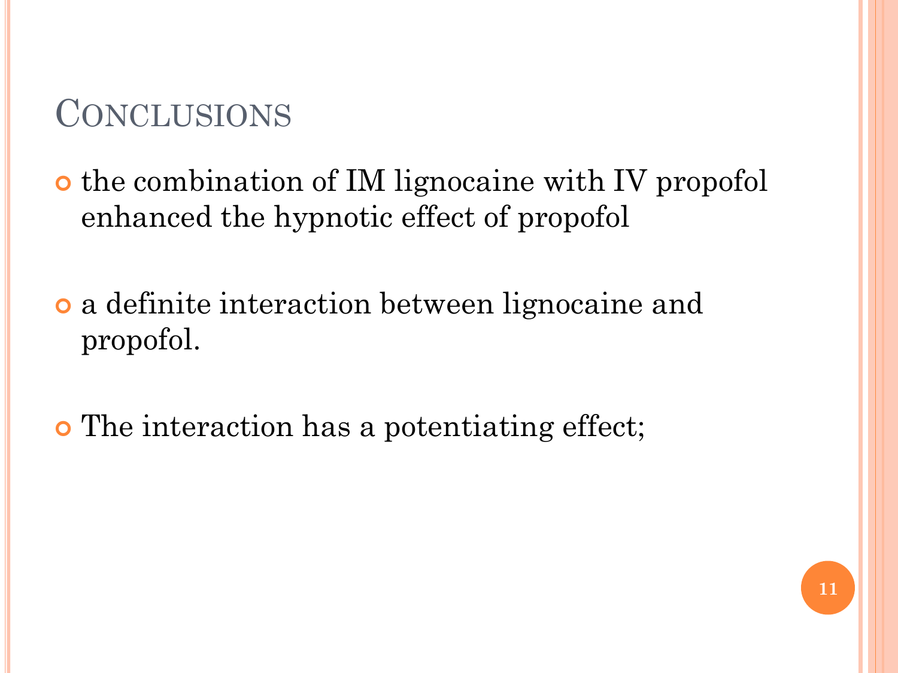## Conclusions

- the combination of IM lignocaine with IV propofol enhanced the hypnotic effect of propofol

- a definite interaction between lignocaine and propofol.

- The interaction has a potentiating effect;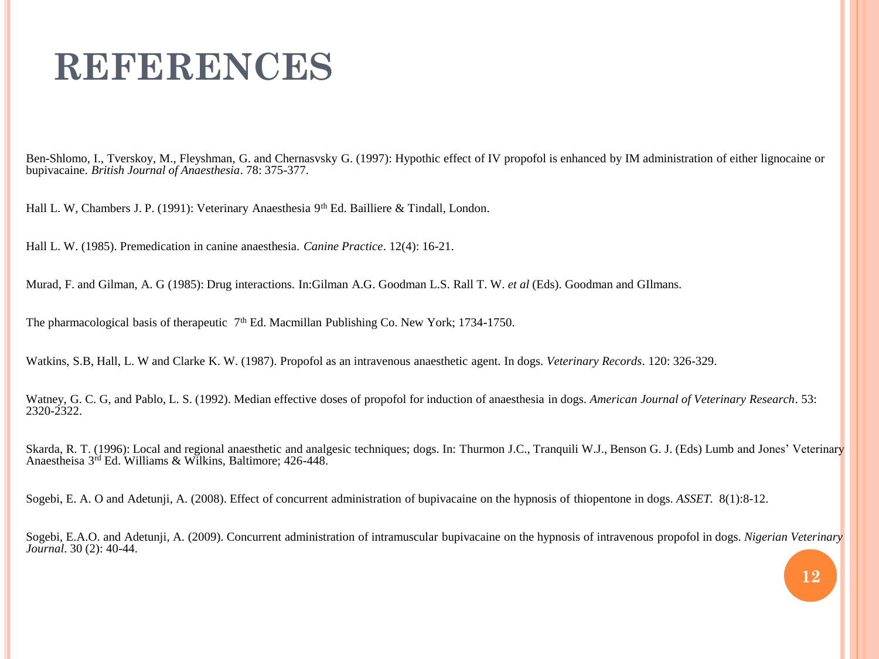# REFERENCES

Ben-Shlomo, I., Tverskoy, M., Fleyshman, G. and Chernasvsky G. (1997): Hypothic effect of IV propofol is enhanced by IM administration of either lignocaine or bupivacaine. *British Journal of Anaesthesia*. 78: 375-377.

Hall L. W, Chambers J. P. (1991): Veterinary Anaesthesia 9th Ed. Bailliere & Tindall, London.

Hall L. W. (1985). Premedication in canine anaesthesia. *Canine Practice*. 12(4): 16-21.

Murad, F. and Gilman, A. G (1985): Drug interactions. In:Gilman A.G. Goodman L.S. Rall T. W. *et al* (Eds). Goodman and GIlmans.

The pharmacological basis of therapeutic 7th Ed. Macmillan Publishing Co. New York; 1734-1750.

Watkins, S.B, Hall, L. W and Clarke K. W. (1987). Propofol as an intravenous anaesthetic agent. In dogs. *Veterinary Records*. 120: 326-329.

Watney, G. C. G, and Pablo, L. S. (1992). Median effective doses of propofol for induction of anaesthesia in dogs. *American Journal of Veterinary Research*. 53: 2320-2322.

Skarda, R. T. (1996): Local and regional anaesthetic and analgesic techniques; dogs. In: Thurmon J.C., Tranquili W.J., Benson G. J. (Eds) Lumb and Jones' Veterinary Anaestheisa 3rd Ed. Williams & Wilkins, Baltimore; 426-448.

Sogebi, E. A. O and Adetunji, A. (2008). Effect of concurrent administration of bupivacaine on the hypnosis of thiopentone in dogs. *ASSET*. 8(1):8-12.

Sogebi, E.A.O. and Adetunji, A. (2009). Concurrent administration of intramuscular bupivacaine on the hypnosis of intravenous propofol in dogs. *Nigerian Veterinary Journal*. 30 (2): 40-44.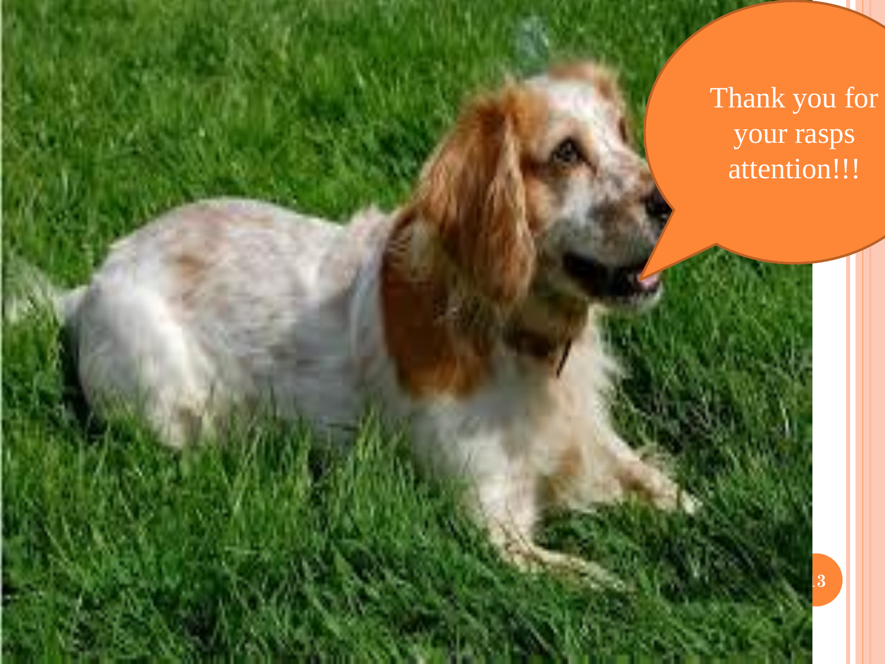Thank you for your rasps attention!!!